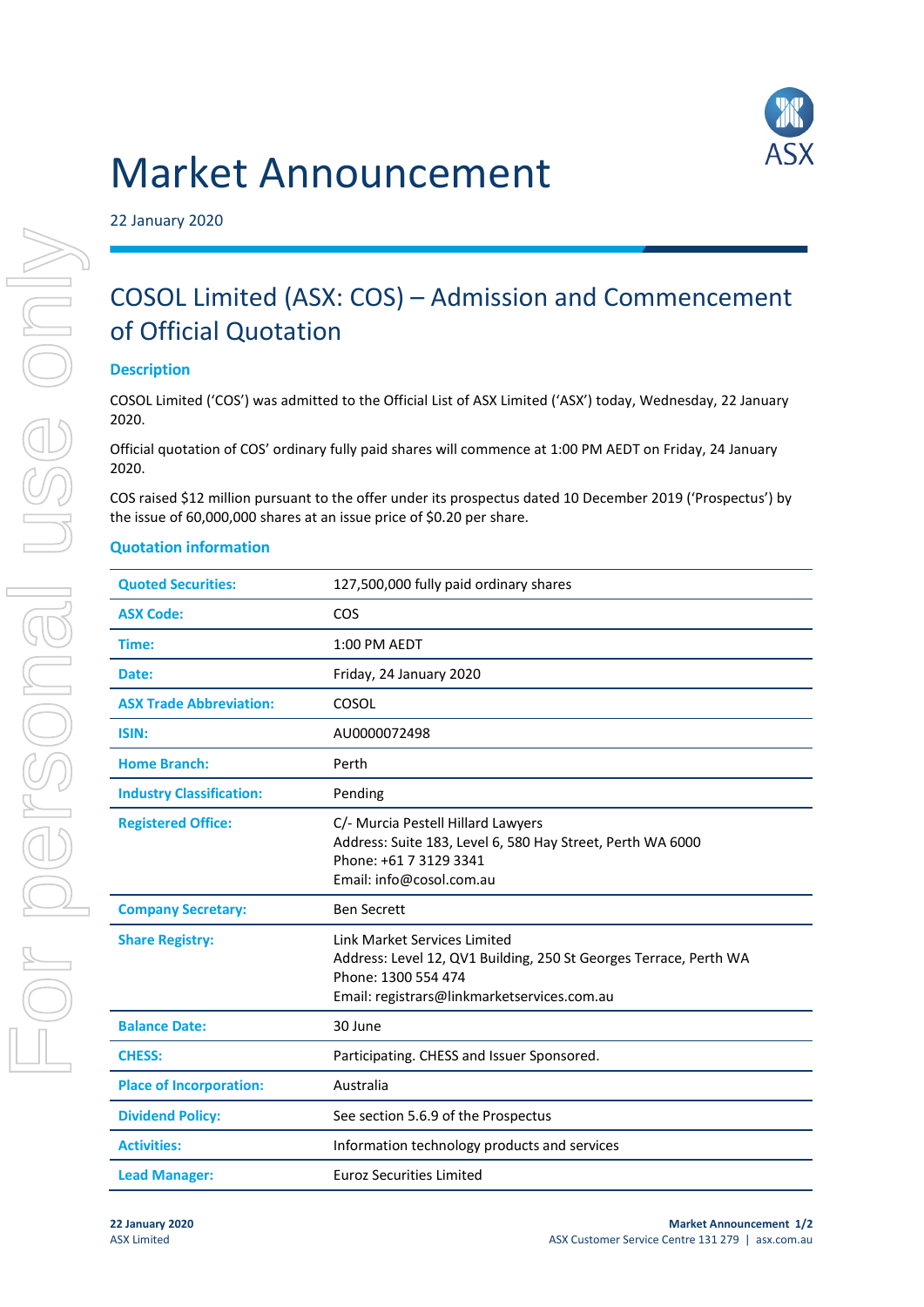# Market Announcement

22 January 2020

## COSOL Limited (ASX: COS) – Admission and Commencement of Official Quotation

### Description

COSOL Limited ('COS') was admitted to the Official List of ASX Limited ('ASX') today, Wednesday, 22 January 2020.

Official quotation of COS' ordinary fully paid shares will commence at 1:00 PM AEDT on Friday, 24 January 2020.

COS raised $12 million pursuant to the offer under its prospectus dated 10 December 2019 ('Prospectus') by the issue of 60,000,000 shares at an issue price of $0.20 per share.

### Quotation information

| | |
|---|---|
| **Quoted Securities:** | 127,500,000 fully paid ordinary shares |
| **ASX Code:** | COS |
| **Time:** | 1:00 PM AEDT |
| **Date:** | Friday, 24 January 2020 |
| **ASX Trade Abbreviation:** | COSOL |
| **ISIN:** | AU0000072498 |
| **Home Branch:** | Perth |
| **Industry Classification:** | Pending |
| **Registered Office:** | C/- Murcia Pestell Hillard Lawyers<br>Address: Suite 183, Level 6, 580 Hay Street, Perth WA 6000<br>Phone: +61 7 3129 3341<br>Email: info@cosol.com.au |
| **Company Secretary:** | Ben Secrett |
| **Share Registry:** | Link Market Services Limited<br>Address: Level 12, QV1 Building, 250 St Georges Terrace, Perth WA<br>Phone: 1300 554 474<br>Email: registrars@linkmarketservices.com.au |
| **Balance Date:** | 30 June |
| **CHESS:** | Participating. CHESS and Issuer Sponsored. |
| **Place of Incorporation:** | Australia |
| **Dividend Policy:** | See section 5.6.9 of the Prospectus |
| **Activities:** | Information technology products and services |
| **Lead Manager:** | Euroz Securities Limited |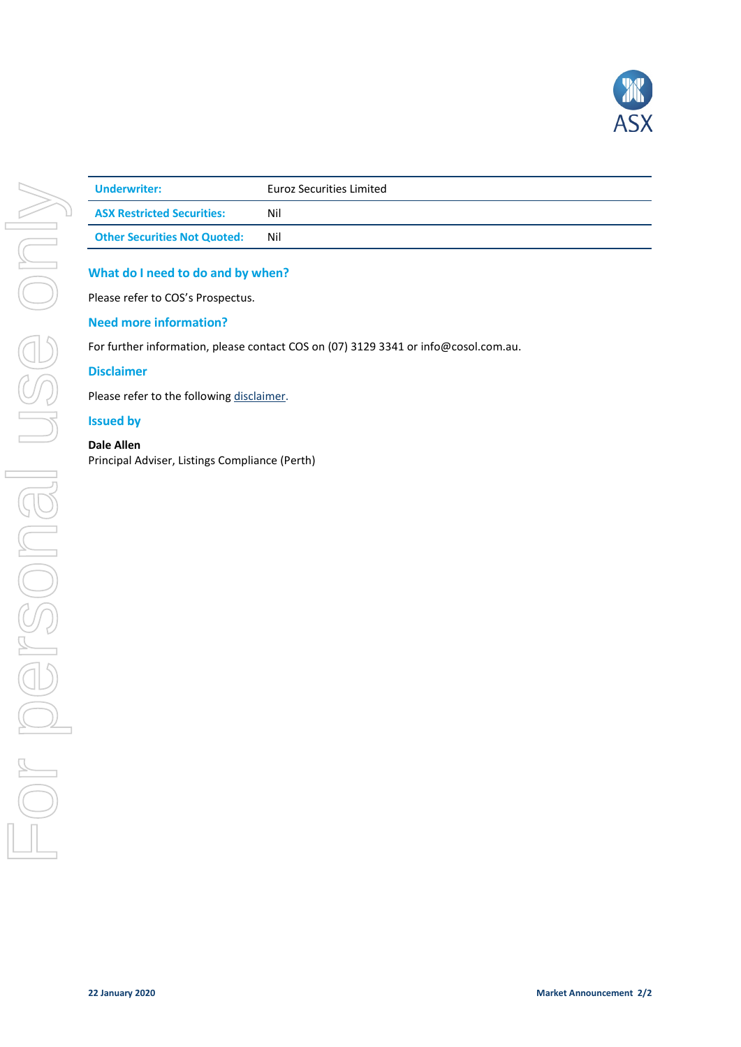| | |
|---|---|
| **Underwriter:** | Euroz Securities Limited |
| **ASX Restricted Securities:** | Nil |
| **Other Securities Not Quoted:** | Nil |

## What do I need to do and by when?

Please refer to COS's Prospectus.

## Need more information?

For further information, please contact COS on (07) 3129 3341 or info@cosol.com.au.

## Disclaimer

Please refer to the following disclaimer.

## Issued by

**Dale Allen**
Principal Adviser, Listings Compliance (Perth)